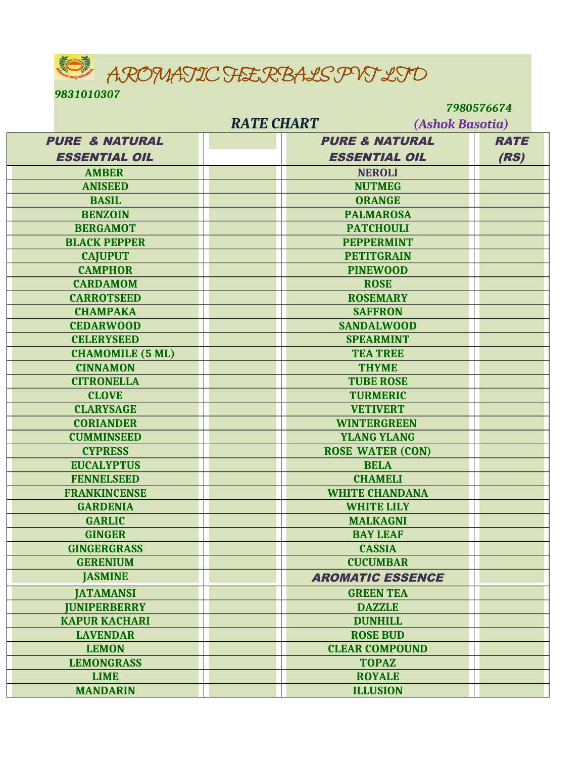# AROMATIC HERBALS PVT LTD

***9831010307***

***7980576674***

## RATE CHART

*(Ashok Basotia)*

| PURE & NATURAL ESSENTIAL OIL | | PURE & NATURAL ESSENTIAL OIL | RATE (RS) |
|---|---|---|---|
| AMBER | | NEROLI | |
| ANISEED | | NUTMEG | |
| BASIL | | ORANGE | |
| BENZOIN | | PALMAROSA | |
| BERGAMOT | | PATCHOULI | |
| BLACK PEPPER | | PEPPERMINT | |
| CAJUPUT | | PETITGRAIN | |
| CAMPHOR | | PINEWOOD | |
| CARDAMOM | | ROSE | |
| CARROTSEED | | ROSEMARY | |
| CHAMPAKA | | SAFFRON | |
| CEDARWOOD | | SANDALWOOD | |
| CELERYSEED | | SPEARMINT | |
| CHAMOMILE (5 ML) | | TEA TREE | |
| CINNAMON | | THYME | |
| CITRONELLA | | TUBE ROSE | |
| CLOVE | | TURMERIC | |
| CLARYSAGE | | VETIVERT | |
| CORIANDER | | WINTERGREEN | |
| CUMMINSEED | | YLANG YLANG | |
| CYPRESS | | ROSE WATER (CON) | |
| EUCALYPTUS | | BELA | |
| FENNELSEED | | CHAMELI | |
| FRANKINCENSE | | WHITE CHANDANA | |
| GARDENIA | | WHITE LILY | |
| GARLIC | | MALKAGNI | |
| GINGER | | BAY LEAF | |
| GINGERGRASS | | CASSIA | |
| GERENIUM | | CUCUMBAR | |
| JASMINE | | ***AROMATIC ESSENCE*** | |
| JATAMANSI | | GREEN TEA | |
| JUNIPERBERRY | | DAZZLE | |
| KAPUR KACHARI | | DUNHILL | |
| LAVENDAR | | ROSE BUD | |
| LEMON | | CLEAR COMPOUND | |
| LEMONGRASS | | TOPAZ | |
| LIME | | ROYALE | |
| MANDARIN | | ILLUSION | |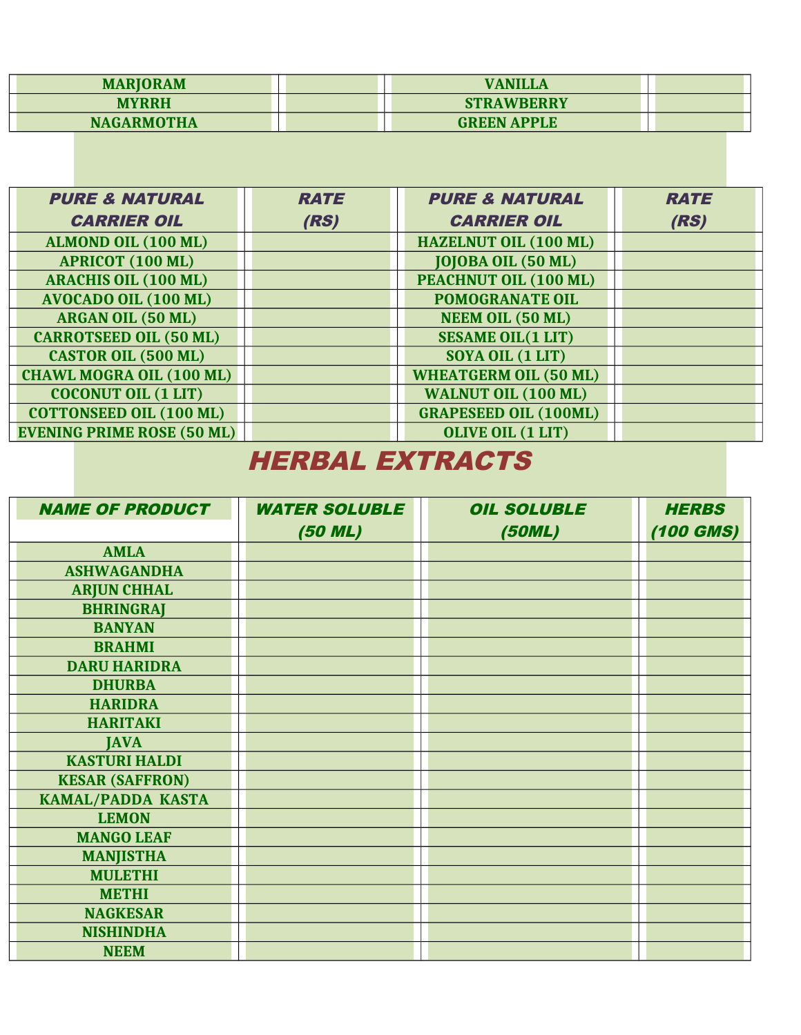| MARJORAM | | VANILLA | |
| --- | --- | --- | --- |
| MYRRH | | STRAWBERRY | |
| NAGARMOTHA | | GREEN APPLE | |

| PURE & NATURAL CARRIER OIL | RATE (RS) | PURE & NATURAL CARRIER OIL | RATE (RS) |
| --- | --- | --- | --- |
| ALMOND OIL (100 ML) | | HAZELNUT OIL (100 ML) | |
| APRICOT (100 ML) | | JOJOBA OIL (50 ML) | |
| ARACHIS OIL (100 ML) | | PEACHNUT OIL (100 ML) | |
| AVOCADO OIL (100 ML) | | POMOGRANATE OIL | |
| ARGAN OIL (50 ML) | | NEEM OIL (50 ML) | |
| CARROTSEED OIL (50 ML) | | SESAME OIL(1 LIT) | |
| CASTOR OIL (500 ML) | | SOYA OIL (1 LIT) | |
| CHAWL MOGRA OIL (100 ML) | | WHEATGERM OIL (50 ML) | |
| COCONUT OIL (1 LIT) | | WALNUT OIL (100 ML) | |
| COTTONSEED OIL (100 ML) | | GRAPESEED OIL (100ML) | |
| EVENING PRIME ROSE (50 ML) | | OLIVE OIL (1 LIT) | |

# HERBAL EXTRACTS

| NAME OF PRODUCT | WATER SOLUBLE (50 ML) | OIL SOLUBLE (50ML) | HERBS (100 GMS) |
| --- | --- | --- | --- |
| AMLA | | | |
| ASHWAGANDHA | | | |
| ARJUN CHHAL | | | |
| BHRINGRAJ | | | |
| BANYAN | | | |
| BRAHMI | | | |
| DARU HARIDRA | | | |
| DHURBA | | | |
| HARIDRA | | | |
| HARITAKI | | | |
| JAVA | | | |
| KASTURI HALDI | | | |
| KESAR (SAFFRON) | | | |
| KAMAL/PADDA KASTA | | | |
| LEMON | | | |
| MANGO LEAF | | | |
| MANJISTHA | | | |
| MULETHI | | | |
| METHI | | | |
| NAGKESAR | | | |
| NISHINDHA | | | |
| NEEM | | | |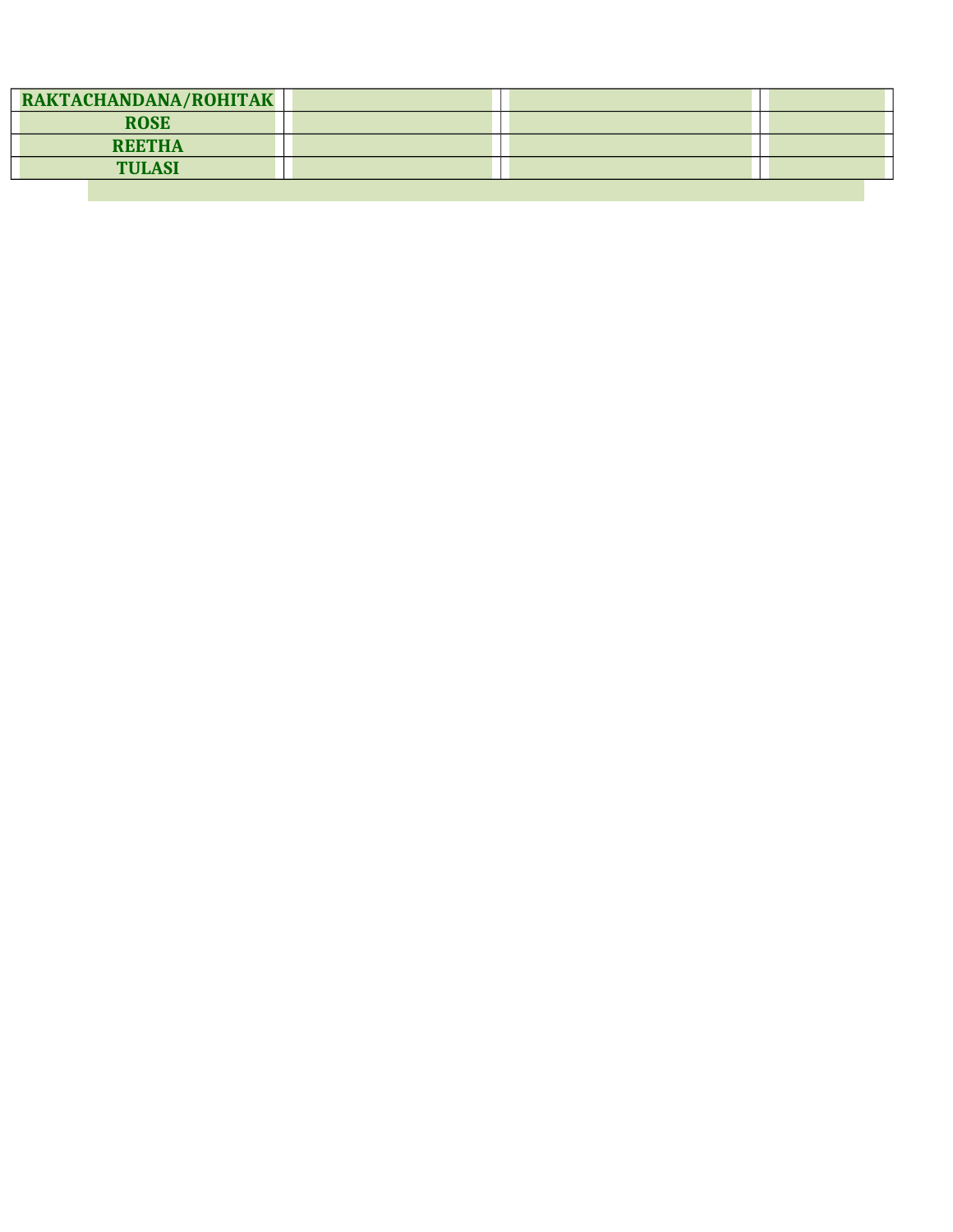| | | | |
|---|---|---|---|
| **RAKTACHANDANA/ROHITAK** | | | |
| **ROSE** | | | |
| **REETHA** | | | |
| **TULASI** | | | |